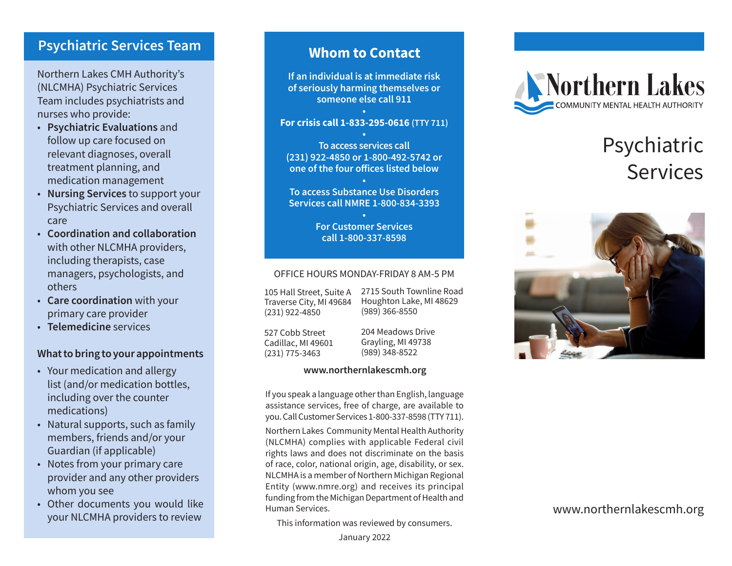## Psychiatric Services Team

Northern Lakes CMH Authority's (NLCMHA) Psychiatric Services Team includes psychiatrists and nurses who provide:

- **Psychiatric Evaluations** and follow up care focused on relevant diagnoses, overall treatment planning, and medication management
- **Nursing Services** to support your Psychiatric Services and overall care
- **Coordination and collaboration** with other NLCMHA providers, including therapists, case managers, psychologists, and others
- **Care coordination** with your primary care provider
- **Telemedicine** services

### What to bring to your appointments

- Your medication and allergy list (and/or medication bottles, including over the counter medications)
- Natural supports, such as family members, friends and/or your Guardian (if applicable)
- Notes from your primary care provider and any other providers whom you see
- Other documents you would like your NLCMHA providers to review

## Whom to Contact

**If an individual is at immediate risk of seriously harming themselves or someone else call 911**

•

**For crisis call 1-833-295-0616** (TTY 711)

•

**To access services call (231) 922-4850 or 1-800-492-5742 or one of the four offices listed below**

•

**To access Substance Use Disorders Services call NMRE 1-800-834-3393**

•

**For Customer Services call 1-800-337-8598**

OFFICE HOURS MONDAY-FRIDAY 8 AM-5 PM

105 Hall Street, Suite A
Traverse City, MI 49684
(231) 922-4850

2715 South Townline Road
Houghton Lake, MI 48629
(989) 366-8550

527 Cobb Street
Cadillac, MI 49601
(231) 775-3463

204 Meadows Drive
Grayling, MI 49738
(989) 348-8522

**www.northernlakescmh.org**

If you speak a language other than English, language assistance services, free of charge, are available to you. Call Customer Services 1-800-337-8598 (TTY 711).

Northern Lakes Community Mental Health Authority (NLCMHA) complies with applicable Federal civil rights laws and does not discriminate on the basis of race, color, national origin, age, disability, or sex. NLCMHA is a member of Northern Michigan Regional Entity (www.nmre.org) and receives its principal funding from the Michigan Department of Health and Human Services.

This information was reviewed by consumers.

January 2022

Northern Lakes
COMMUNITY MENTAL HEALTH AUTHORITY

# Psychiatric Services

www.northernlakescmh.org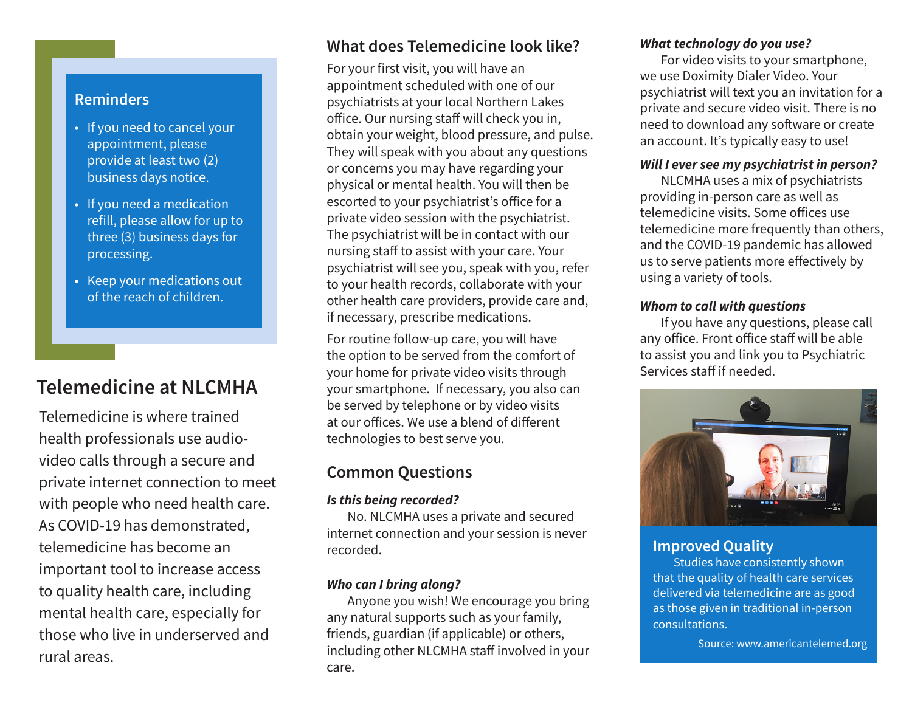## Reminders

- If you need to cancel your appointment, please provide at least two (2) business days notice.
- If you need a medication refill, please allow for up to three (3) business days for processing.
- Keep your medications out of the reach of children.

# Telemedicine at NLCMHA

Telemedicine is where trained health professionals use audio-video calls through a secure and private internet connection to meet with people who need health care. As COVID-19 has demonstrated, telemedicine has become an important tool to increase access to quality health care, including mental health care, especially for those who live in underserved and rural areas.

## What does Telemedicine look like?

For your first visit, you will have an appointment scheduled with one of our psychiatrists at your local Northern Lakes office. Our nursing staff will check you in, obtain your weight, blood pressure, and pulse. They will speak with you about any questions or concerns you may have regarding your physical or mental health. You will then be escorted to your psychiatrist's office for a private video session with the psychiatrist. The psychiatrist will be in contact with our nursing staff to assist with your care. Your psychiatrist will see you, speak with you, refer to your health records, collaborate with your other health care providers, provide care and, if necessary, prescribe medications.

For routine follow-up care, you will have the option to be served from the comfort of your home for private video visits through your smartphone. If necessary, you also can be served by telephone or by video visits at our offices. We use a blend of different technologies to best serve you.

## Common Questions

***Is this being recorded?***

No. NLCMHA uses a private and secured internet connection and your session is never recorded.

***Who can I bring along?***

Anyone you wish! We encourage you bring any natural supports such as your family, friends, guardian (if applicable) or others, including other NLCMHA staff involved in your care.

***What technology do you use?***

For video visits to your smartphone, we use Doximity Dialer Video. Your psychiatrist will text you an invitation for a private and secure video visit. There is no need to download any software or create an account. It's typically easy to use!

***Will I ever see my psychiatrist in person?***

NLCMHA uses a mix of psychiatrists providing in-person care as well as telemedicine visits. Some offices use telemedicine more frequently than others, and the COVID-19 pandemic has allowed us to serve patients more effectively by using a variety of tools.

***Whom to call with questions***

If you have any questions, please call any office. Front office staff will be able to assist you and link you to Psychiatric Services staff if needed.

## Improved Quality

Studies have consistently shown that the quality of health care services delivered via telemedicine are as good as those given in traditional in-person consultations.

Source: www.americantelemed.org